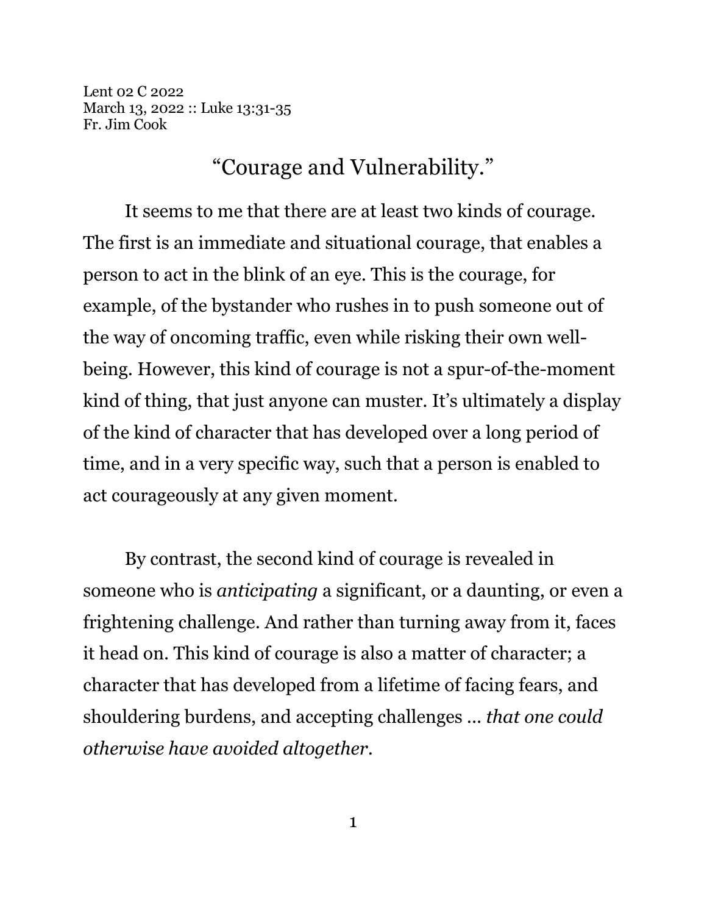Lent 02 C 2022
March 13, 2022 :: Luke 13:31-35
Fr. Jim Cook

# "Courage and Vulnerability."

It seems to me that there are at least two kinds of courage. The first is an immediate and situational courage, that enables a person to act in the blink of an eye. This is the courage, for example, of the bystander who rushes in to push someone out of the way of oncoming traffic, even while risking their own well-being. However, this kind of courage is not a spur-of-the-moment kind of thing, that just anyone can muster. It's ultimately a display of the kind of character that has developed over a long period of time, and in a very specific way, such that a person is enabled to act courageously at any given moment.

By contrast, the second kind of courage is revealed in someone who is *anticipating* a significant, or a daunting, or even a frightening challenge. And rather than turning away from it, faces it head on. This kind of courage is also a matter of character; a character that has developed from a lifetime of facing fears, and shouldering burdens, and accepting challenges … *that one could otherwise have avoided altogether.*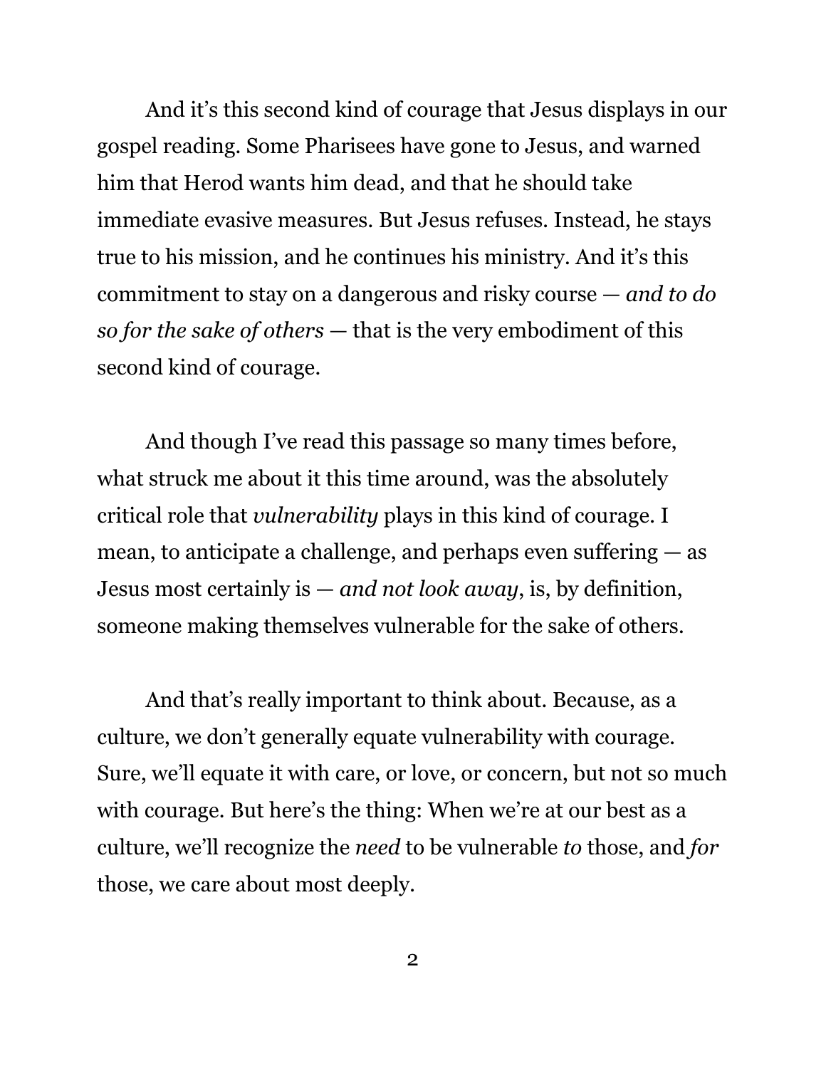And it's this second kind of courage that Jesus displays in our gospel reading. Some Pharisees have gone to Jesus, and warned him that Herod wants him dead, and that he should take immediate evasive measures. But Jesus refuses. Instead, he stays true to his mission, and he continues his ministry. And it's this commitment to stay on a dangerous and risky course — *and to do so for the sake of others* — that is the very embodiment of this second kind of courage.

And though I've read this passage so many times before, what struck me about it this time around, was the absolutely critical role that *vulnerability* plays in this kind of courage. I mean, to anticipate a challenge, and perhaps even suffering — as Jesus most certainly is — *and not look away*, is, by definition, someone making themselves vulnerable for the sake of others.

And that's really important to think about. Because, as a culture, we don't generally equate vulnerability with courage. Sure, we'll equate it with care, or love, or concern, but not so much with courage. But here's the thing: When we're at our best as a culture, we'll recognize the *need* to be vulnerable *to* those, and *for* those, we care about most deeply.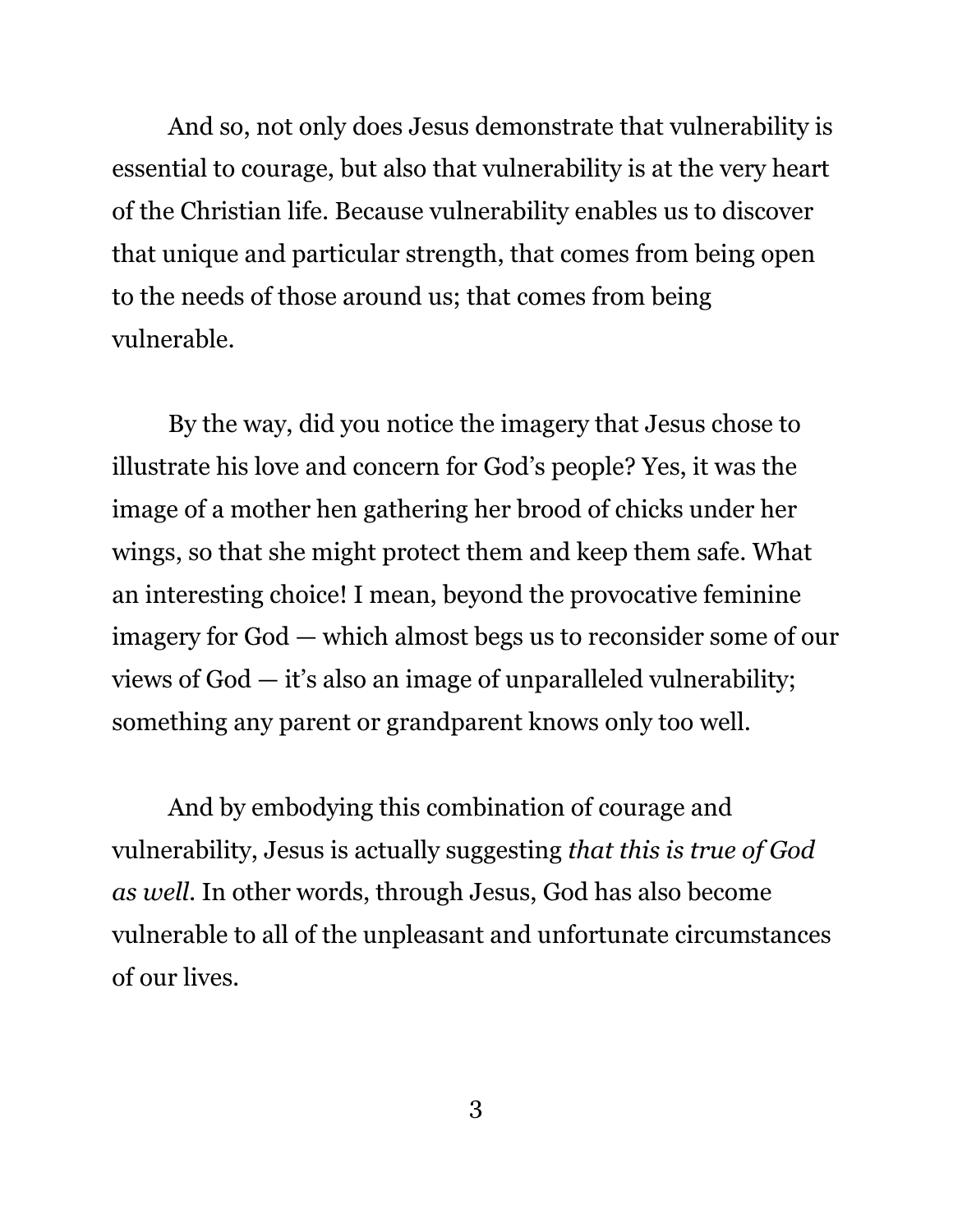And so, not only does Jesus demonstrate that vulnerability is essential to courage, but also that vulnerability is at the very heart of the Christian life. Because vulnerability enables us to discover that unique and particular strength, that comes from being open to the needs of those around us; that comes from being vulnerable.

By the way, did you notice the imagery that Jesus chose to illustrate his love and concern for God's people? Yes, it was the image of a mother hen gathering her brood of chicks under her wings, so that she might protect them and keep them safe. What an interesting choice! I mean, beyond the provocative feminine imagery for God — which almost begs us to reconsider some of our views of God — it's also an image of unparalleled vulnerability; something any parent or grandparent knows only too well.

And by embodying this combination of courage and vulnerability, Jesus is actually suggesting *that this is true of God as well.* In other words, through Jesus, God has also become vulnerable to all of the unpleasant and unfortunate circumstances of our lives.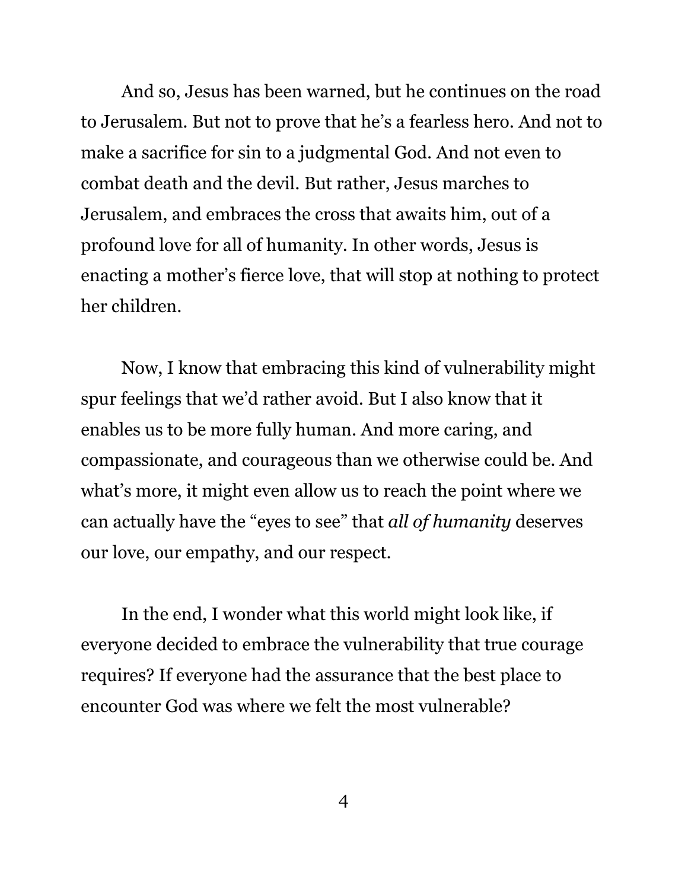And so, Jesus has been warned, but he continues on the road to Jerusalem. But not to prove that he's a fearless hero. And not to make a sacrifice for sin to a judgmental God. And not even to combat death and the devil. But rather, Jesus marches to Jerusalem, and embraces the cross that awaits him, out of a profound love for all of humanity. In other words, Jesus is enacting a mother's fierce love, that will stop at nothing to protect her children.

Now, I know that embracing this kind of vulnerability might spur feelings that we'd rather avoid. But I also know that it enables us to be more fully human. And more caring, and compassionate, and courageous than we otherwise could be. And what's more, it might even allow us to reach the point where we can actually have the "eyes to see" that *all of humanity* deserves our love, our empathy, and our respect.

In the end, I wonder what this world might look like, if everyone decided to embrace the vulnerability that true courage requires? If everyone had the assurance that the best place to encounter God was where we felt the most vulnerable?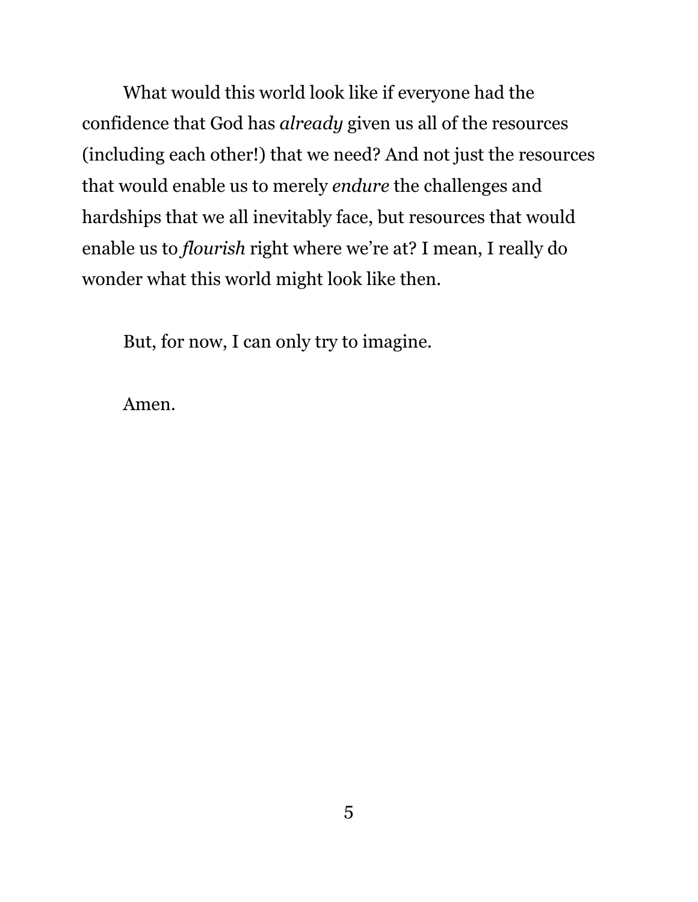What would this world look like if everyone had the confidence that God has *already* given us all of the resources (including each other!) that we need? And not just the resources that would enable us to merely *endure* the challenges and hardships that we all inevitably face, but resources that would enable us to *flourish* right where we're at? I mean, I really do wonder what this world might look like then.

But, for now, I can only try to imagine.

Amen.